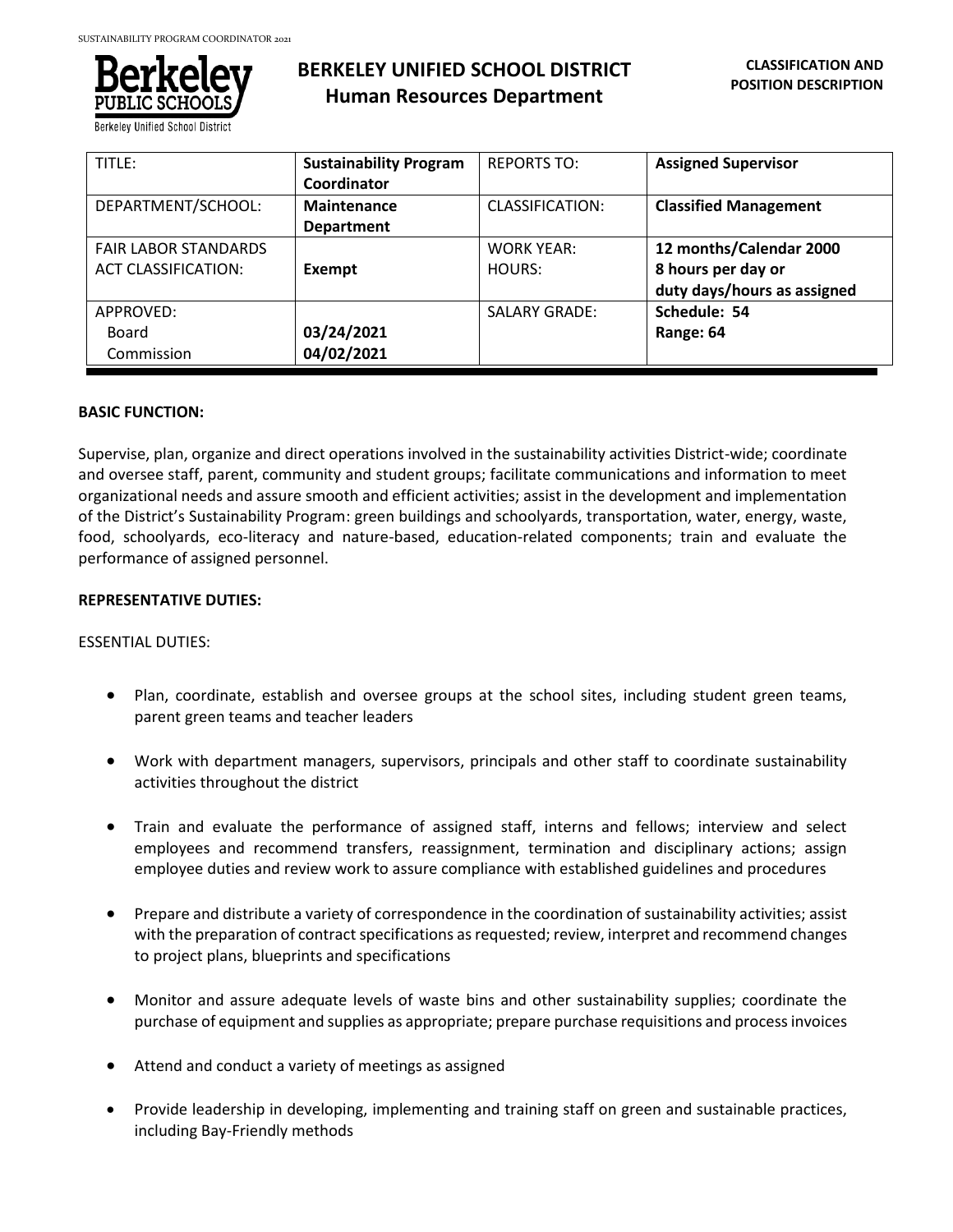# BERKELEY UNIFIED SCHOOL DISTRICT
## Human Resources Department

**CLASSIFICATION AND POSITION DESCRIPTION**

| TITLE: | **Sustainability Program Coordinator** | REPORTS TO: | **Assigned Supervisor** |
|---|---|---|---|
| DEPARTMENT/SCHOOL: | **Maintenance Department** | CLASSIFICATION: | **Classified Management** |
| FAIR LABOR STANDARDS ACT CLASSIFICATION: | **Exempt** | WORK YEAR: HOURS: | **12 months/Calendar 2000 8 hours per day or duty days/hours as assigned** |
| APPROVED: Board Commission | **03/24/2021 04/02/2021** | SALARY GRADE: | **Schedule: 54 Range: 64** |

**BASIC FUNCTION:**

Supervise, plan, organize and direct operations involved in the sustainability activities District-wide; coordinate and oversee staff, parent, community and student groups; facilitate communications and information to meet organizational needs and assure smooth and efficient activities; assist in the development and implementation of the District's Sustainability Program: green buildings and schoolyards, transportation, water, energy, waste, food, schoolyards, eco-literacy and nature-based, education-related components; train and evaluate the performance of assigned personnel.

**REPRESENTATIVE DUTIES:**

ESSENTIAL DUTIES:

- Plan, coordinate, establish and oversee groups at the school sites, including student green teams, parent green teams and teacher leaders
- Work with department managers, supervisors, principals and other staff to coordinate sustainability activities throughout the district
- Train and evaluate the performance of assigned staff, interns and fellows; interview and select employees and recommend transfers, reassignment, termination and disciplinary actions; assign employee duties and review work to assure compliance with established guidelines and procedures
- Prepare and distribute a variety of correspondence in the coordination of sustainability activities; assist with the preparation of contract specifications as requested; review, interpret and recommend changes to project plans, blueprints and specifications
- Monitor and assure adequate levels of waste bins and other sustainability supplies; coordinate the purchase of equipment and supplies as appropriate; prepare purchase requisitions and process invoices
- Attend and conduct a variety of meetings as assigned
- Provide leadership in developing, implementing and training staff on green and sustainable practices, including Bay-Friendly methods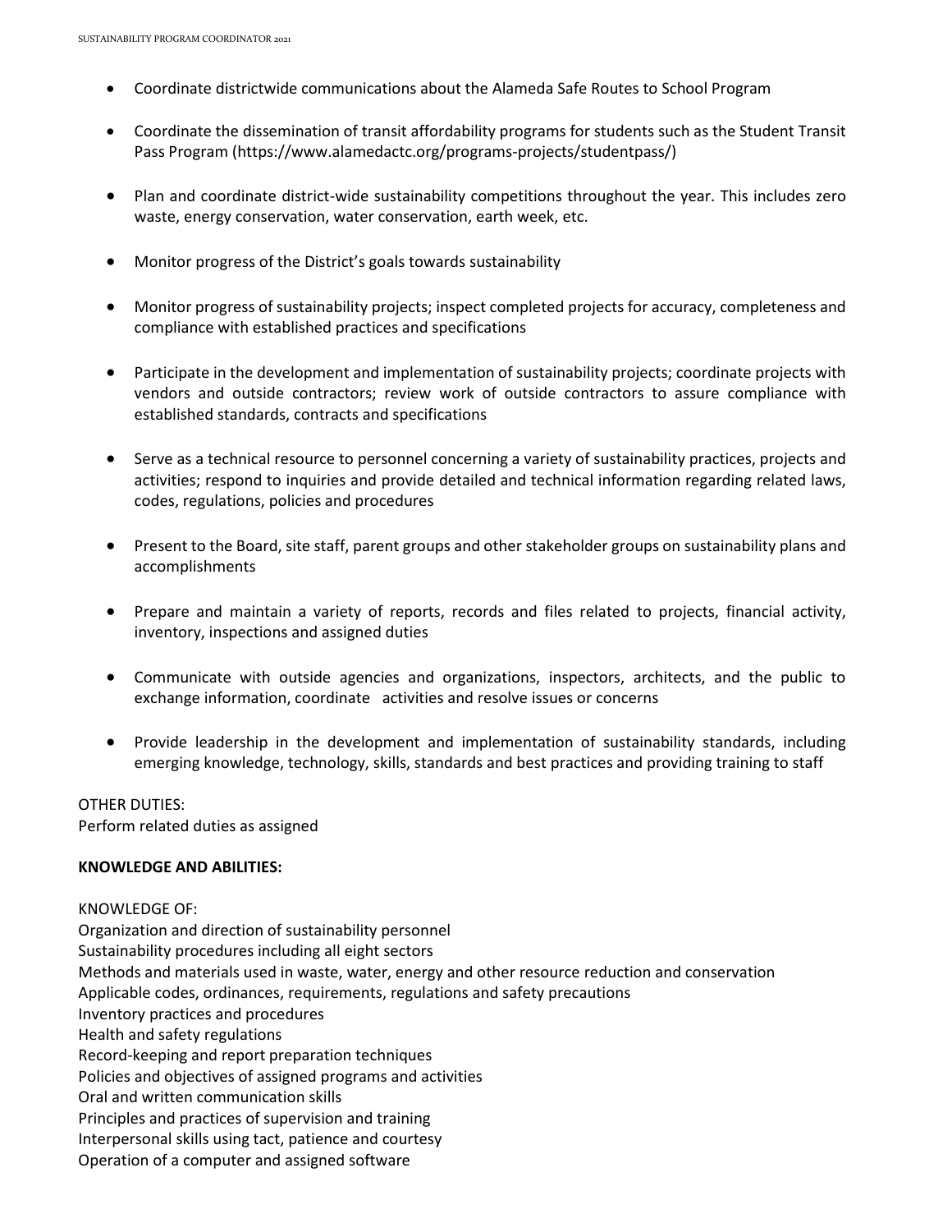- Coordinate districtwide communications about the Alameda Safe Routes to School Program
- Coordinate the dissemination of transit affordability programs for students such as the Student Transit Pass Program (https://www.alamedactc.org/programs-projects/studentpass/)
- Plan and coordinate district-wide sustainability competitions throughout the year. This includes zero waste, energy conservation, water conservation, earth week, etc.
- Monitor progress of the District's goals towards sustainability
- Monitor progress of sustainability projects; inspect completed projects for accuracy, completeness and compliance with established practices and specifications
- Participate in the development and implementation of sustainability projects; coordinate projects with vendors and outside contractors; review work of outside contractors to assure compliance with established standards, contracts and specifications
- Serve as a technical resource to personnel concerning a variety of sustainability practices, projects and activities; respond to inquiries and provide detailed and technical information regarding related laws, codes, regulations, policies and procedures
- Present to the Board, site staff, parent groups and other stakeholder groups on sustainability plans and accomplishments
- Prepare and maintain a variety of reports, records and files related to projects, financial activity, inventory, inspections and assigned duties
- Communicate with outside agencies and organizations, inspectors, architects, and the public to exchange information, coordinate activities and resolve issues or concerns
- Provide leadership in the development and implementation of sustainability standards, including emerging knowledge, technology, skills, standards and best practices and providing training to staff

OTHER DUTIES:
Perform related duties as assigned

**KNOWLEDGE AND ABILITIES:**

KNOWLEDGE OF:
Organization and direction of sustainability personnel
Sustainability procedures including all eight sectors
Methods and materials used in waste, water, energy and other resource reduction and conservation
Applicable codes, ordinances, requirements, regulations and safety precautions
Inventory practices and procedures
Health and safety regulations
Record-keeping and report preparation techniques
Policies and objectives of assigned programs and activities
Oral and written communication skills
Principles and practices of supervision and training
Interpersonal skills using tact, patience and courtesy
Operation of a computer and assigned software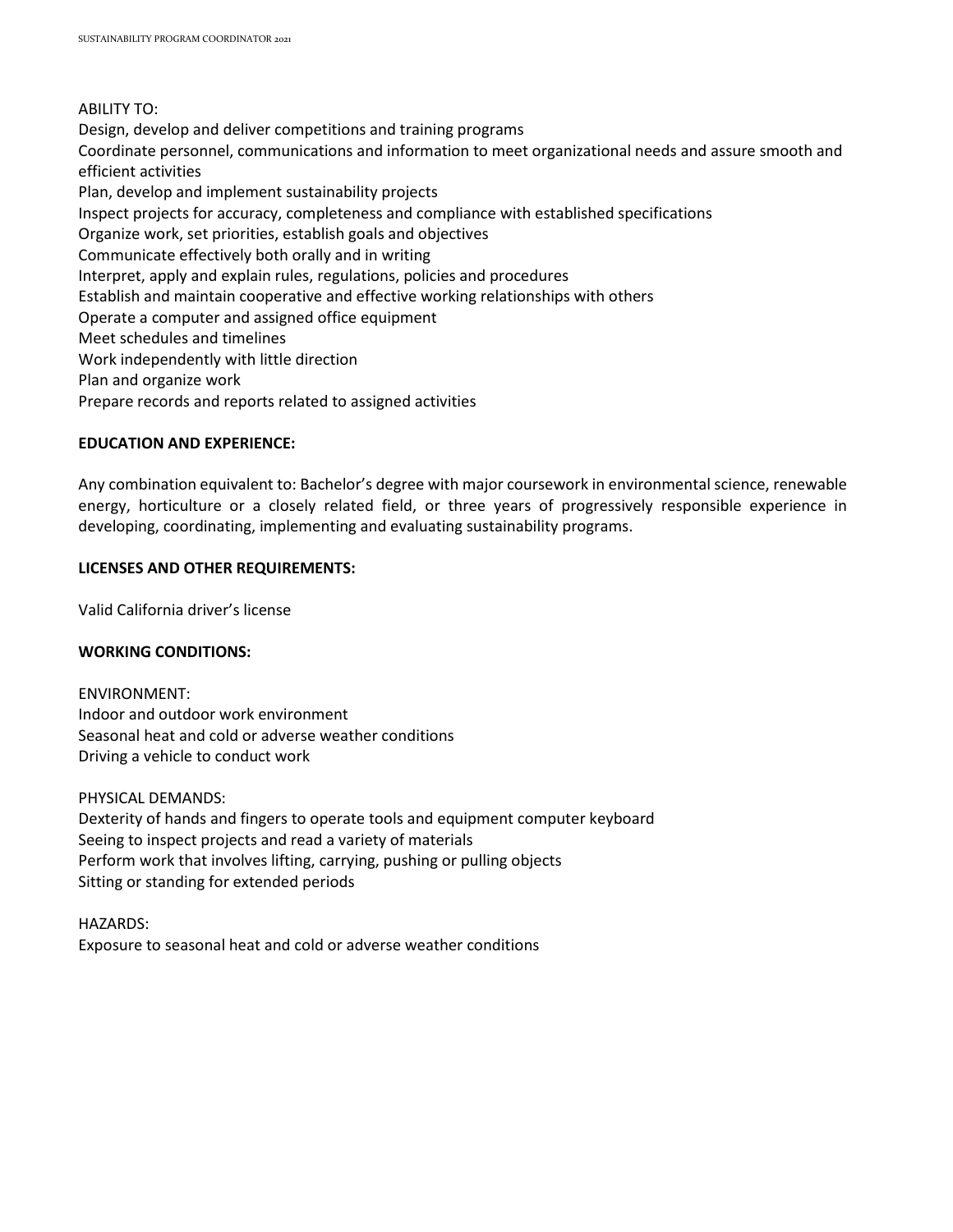ABILITY TO:

Design, develop and deliver competitions and training programs
Coordinate personnel, communications and information to meet organizational needs and assure smooth and efficient activities
Plan, develop and implement sustainability projects
Inspect projects for accuracy, completeness and compliance with established specifications
Organize work, set priorities, establish goals and objectives
Communicate effectively both orally and in writing
Interpret, apply and explain rules, regulations, policies and procedures
Establish and maintain cooperative and effective working relationships with others
Operate a computer and assigned office equipment
Meet schedules and timelines
Work independently with little direction
Plan and organize work
Prepare records and reports related to assigned activities

**EDUCATION AND EXPERIENCE:**

Any combination equivalent to: Bachelor's degree with major coursework in environmental science, renewable energy, horticulture or a closely related field, or three years of progressively responsible experience in developing, coordinating, implementing and evaluating sustainability programs.

**LICENSES AND OTHER REQUIREMENTS:**

Valid California driver's license

**WORKING CONDITIONS:**

ENVIRONMENT:

Indoor and outdoor work environment
Seasonal heat and cold or adverse weather conditions
Driving a vehicle to conduct work

PHYSICAL DEMANDS:

Dexterity of hands and fingers to operate tools and equipment computer keyboard
Seeing to inspect projects and read a variety of materials
Perform work that involves lifting, carrying, pushing or pulling objects
Sitting or standing for extended periods

HAZARDS:

Exposure to seasonal heat and cold or adverse weather conditions